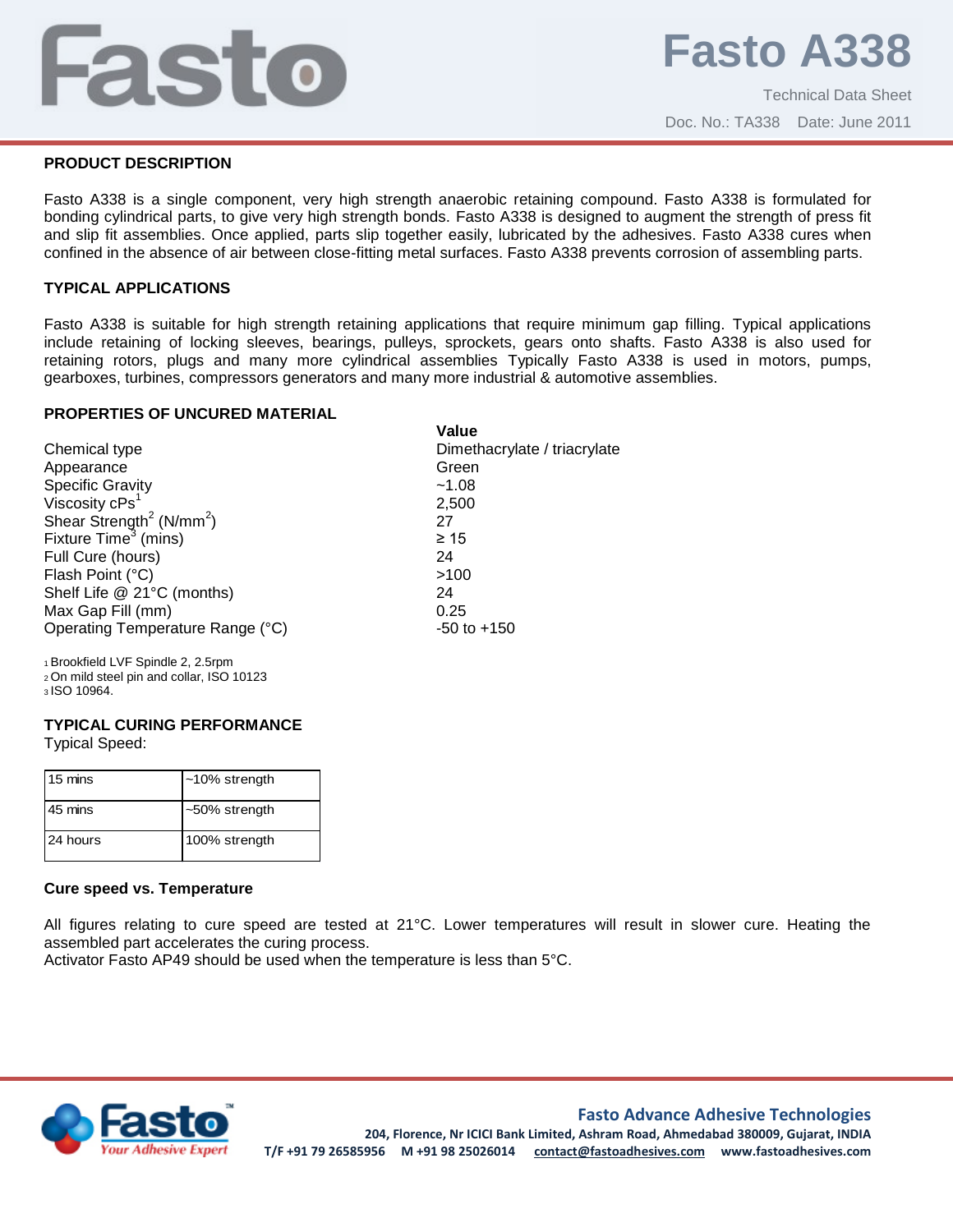# Fasto A338

Technical Data Sheet

Doc. No.: TA338 Date: June 2011

## PRODUCT DESCRIPTION

Fasto A338 is a single component, very high strength anaerobic retaining compound. Fasto A338 is formulated for bonding cylindrical parts, to give very high strength bonds. Fasto A338 is designed to augment the strength of press fit and slip fit assemblies. Once applied, parts slip together easily, lubricated by the adhesives. Fasto A338 cures when confined in the absence of air between close-fitting metal surfaces. Fasto A338 prevents corrosion of assembling parts.

## TYPICAL APPLICATIONS

Fasto A338 is suitable for high strength retaining applications that require minimum gap filling. Typical applications include retaining of locking sleeves, bearings, pulleys, sprockets, gears onto shafts. Fasto A338 is also used for retaining rotors, plugs and many more cylindrical assemblies Typically Fasto A338 is used in motors, pumps, gearboxes, turbines, compressors generators and many more industrial & automotive assemblies.

## PROPERTIES OF UNCURED MATERIAL

| | Value |
|---|---|
| Chemical type | Dimethacrylate / triacrylate |
| Appearance | Green |
| Specific Gravity | ~1.08 |
| Viscosity cPs[1] | 2,500 |
| Shear Strength[2] ($N/mm^2$) | 27 |
| Fixture Time[3] (mins) | ≥ 15 |
| Full Cure (hours) | 24 |
| Flash Point (°C) | >100 |
| Shelf Life @ 21°C (months) | 24 |
| Max Gap Fill (mm) | 0.25 |
| Operating Temperature Range (°C) | -50 to +150 |

1 Brookfield LVF Spindle 2, 2.5rpm
2 On mild steel pin and collar, ISO 10123
3 ISO 10964.

## TYPICAL CURING PERFORMANCE

Typical Speed:

| | |
|---|---|
| 15 mins | ~10% strength |
| 45 mins | ~50% strength |
| 24 hours | 100% strength |

**Cure speed vs. Temperature**

All figures relating to cure speed are tested at 21°C. Lower temperatures will result in slower cure. Heating the assembled part accelerates the curing process.
Activator Fasto AP49 should be used when the temperature is less than 5°C.

Fasto Advance Adhesive Technologies
204, Florence, Nr ICICI Bank Limited, Ashram Road, Ahmedabad 380009, Gujarat, INDIA
T/F +91 79 26585956 M +91 98 25026014 contact@fastoadhesives.com www.fastoadhesives.com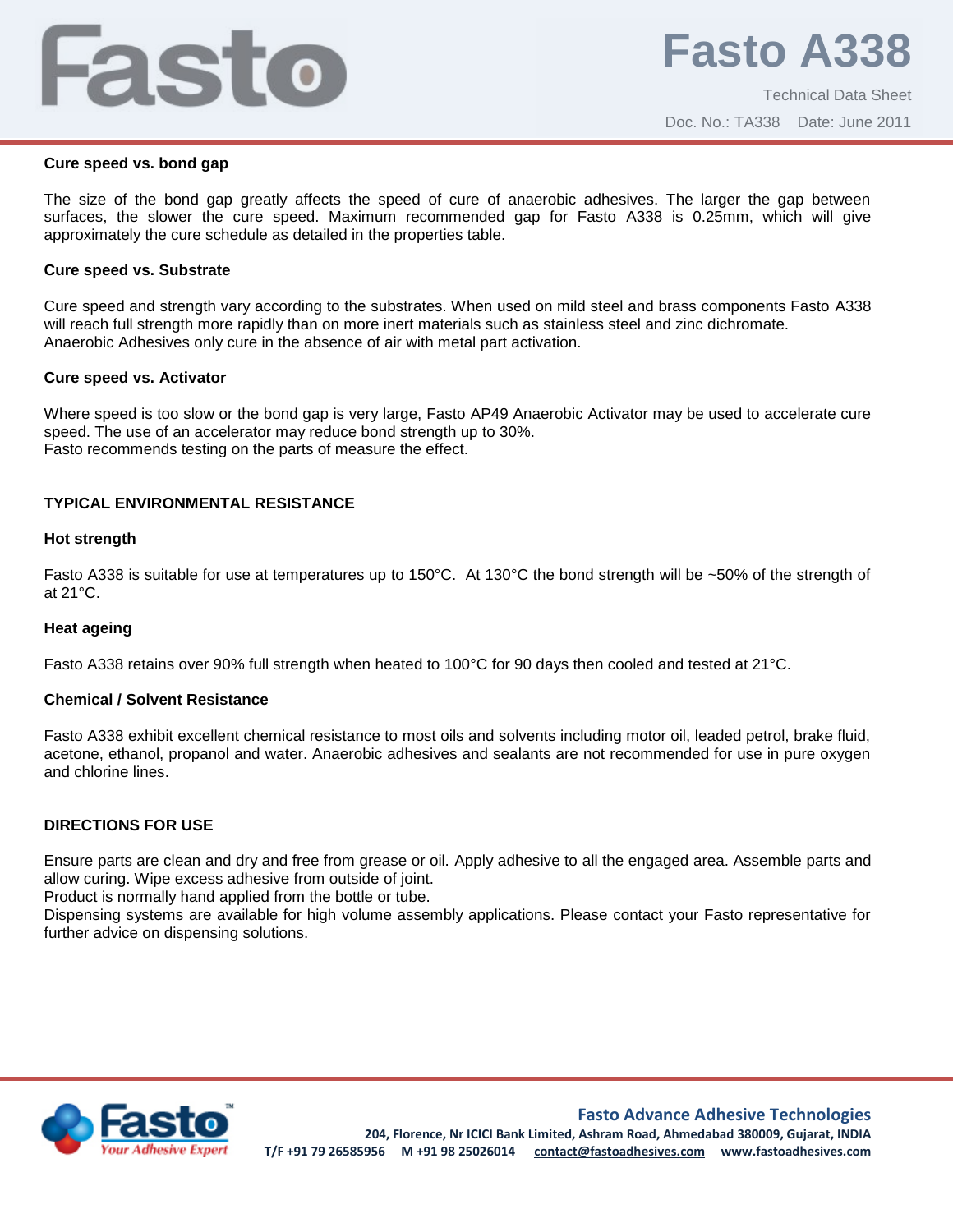**Cure speed vs. bond gap**

The size of the bond gap greatly affects the speed of cure of anaerobic adhesives. The larger the gap between surfaces, the slower the cure speed. Maximum recommended gap for Fasto A338 is 0.25mm, which will give approximately the cure schedule as detailed in the properties table.

**Cure speed vs. Substrate**

Cure speed and strength vary according to the substrates. When used on mild steel and brass components Fasto A338 will reach full strength more rapidly than on more inert materials such as stainless steel and zinc dichromate.
Anaerobic Adhesives only cure in the absence of air with metal part activation.

**Cure speed vs. Activator**

Where speed is too slow or the bond gap is very large, Fasto AP49 Anaerobic Activator may be used to accelerate cure speed. The use of an accelerator may reduce bond strength up to 30%.
Fasto recommends testing on the parts of measure the effect.

## TYPICAL ENVIRONMENTAL RESISTANCE

**Hot strength**

Fasto A338 is suitable for use at temperatures up to 150°C. At 130°C the bond strength will be ~50% of the strength of at 21°C.

**Heat ageing**

Fasto A338 retains over 90% full strength when heated to 100°C for 90 days then cooled and tested at 21°C.

**Chemical / Solvent Resistance**

Fasto A338 exhibit excellent chemical resistance to most oils and solvents including motor oil, leaded petrol, brake fluid, acetone, ethanol, propanol and water. Anaerobic adhesives and sealants are not recommended for use in pure oxygen and chlorine lines.

## DIRECTIONS FOR USE

Ensure parts are clean and dry and free from grease or oil. Apply adhesive to all the engaged area. Assemble parts and allow curing. Wipe excess adhesive from outside of joint.
Product is normally hand applied from the bottle or tube.
Dispensing systems are available for high volume assembly applications. Please contact your Fasto representative for further advice on dispensing solutions.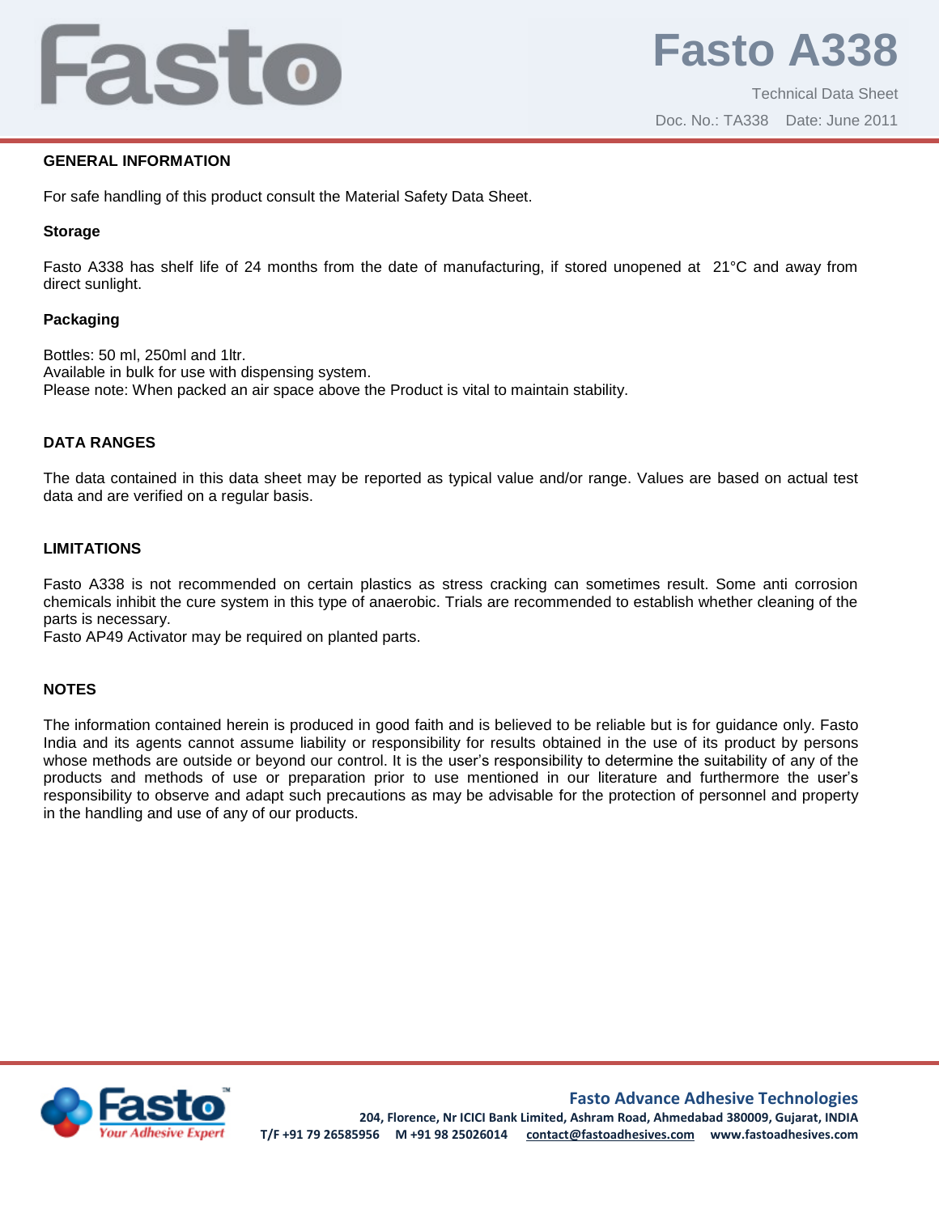## GENERAL INFORMATION

For safe handling of this product consult the Material Safety Data Sheet.

### Storage

Fasto A338 has shelf life of 24 months from the date of manufacturing, if stored unopened at 21°C and away from direct sunlight.

### Packaging

Bottles: 50 ml, 250ml and 1ltr.
Available in bulk for use with dispensing system.
Please note: When packed an air space above the Product is vital to maintain stability.

## DATA RANGES

The data contained in this data sheet may be reported as typical value and/or range. Values are based on actual test data and are verified on a regular basis.

## LIMITATIONS

Fasto A338 is not recommended on certain plastics as stress cracking can sometimes result. Some anti corrosion chemicals inhibit the cure system in this type of anaerobic. Trials are recommended to establish whether cleaning of the parts is necessary.
Fasto AP49 Activator may be required on planted parts.

## NOTES

The information contained herein is produced in good faith and is believed to be reliable but is for guidance only. Fasto India and its agents cannot assume liability or responsibility for results obtained in the use of its product by persons whose methods are outside or beyond our control. It is the user's responsibility to determine the suitability of any of the products and methods of use or preparation prior to use mentioned in our literature and furthermore the user's responsibility to observe and adapt such precautions as may be advisable for the protection of personnel and property in the handling and use of any of our products.